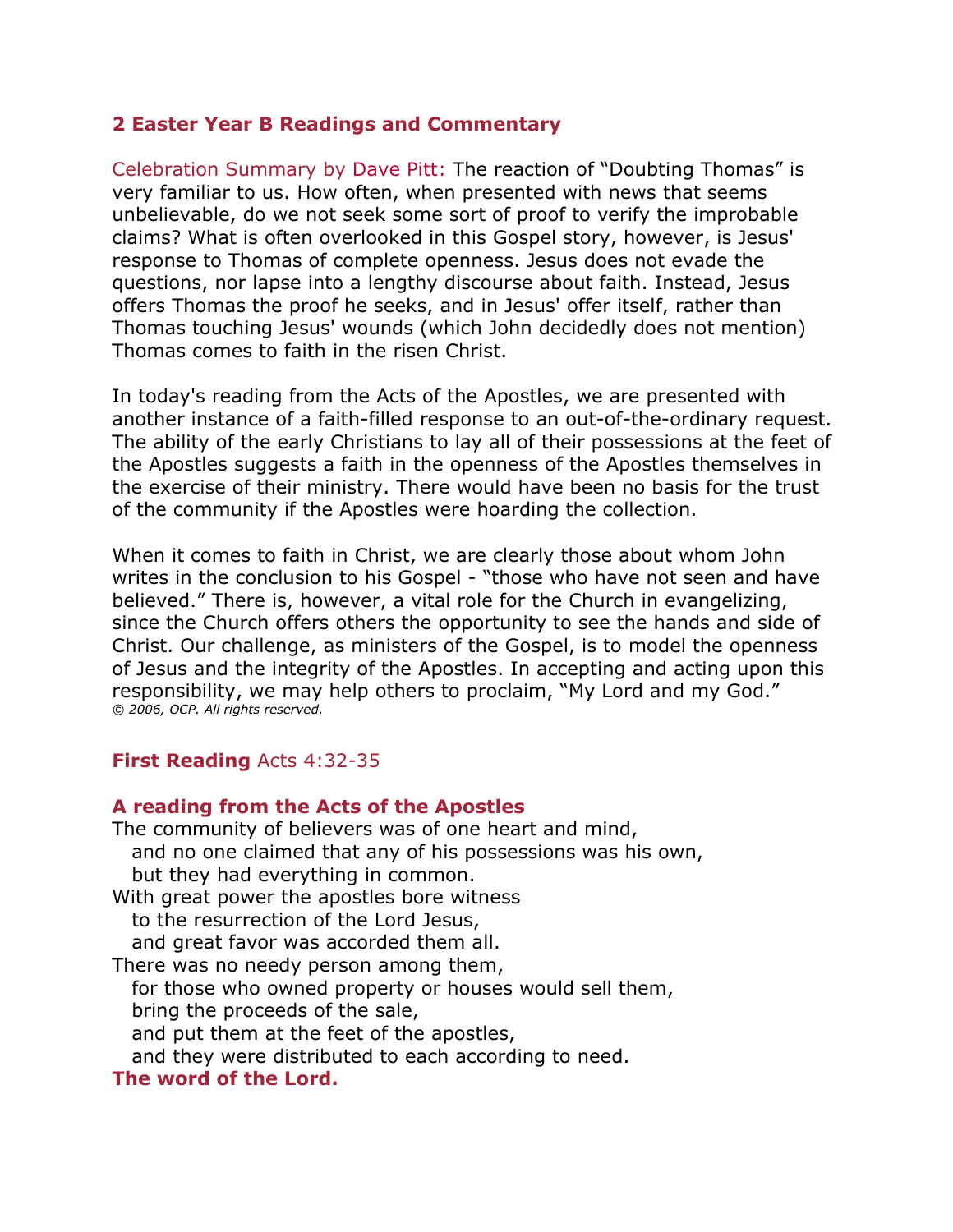## 2 Easter Year B Readings and Commentary

Celebration Summary by Dave Pitt: The reaction of "Doubting Thomas" is very familiar to us. How often, when presented with news that seems unbelievable, do we not seek some sort of proof to verify the improbable claims? What is often overlooked in this Gospel story, however, is Jesus' response to Thomas of complete openness. Jesus does not evade the questions, nor lapse into a lengthy discourse about faith. Instead, Jesus offers Thomas the proof he seeks, and in Jesus' offer itself, rather than Thomas touching Jesus' wounds (which John decidedly does not mention) Thomas comes to faith in the risen Christ.

In today's reading from the Acts of the Apostles, we are presented with another instance of a faith-filled response to an out-of-the-ordinary request. The ability of the early Christians to lay all of their possessions at the feet of the Apostles suggests a faith in the openness of the Apostles themselves in the exercise of their ministry. There would have been no basis for the trust of the community if the Apostles were hoarding the collection.

When it comes to faith in Christ, we are clearly those about whom John writes in the conclusion to his Gospel - "those who have not seen and have believed." There is, however, a vital role for the Church in evangelizing, since the Church offers others the opportunity to see the hands and side of Christ. Our challenge, as ministers of the Gospel, is to model the openness of Jesus and the integrity of the Apostles. In accepting and acting upon this responsibility, we may help others to proclaim, "My Lord and my God."
*© 2006, OCP. All rights reserved.*

**First Reading** Acts 4:32-35

**A reading from the Acts of the Apostles**
The community of believers was of one heart and mind,
and no one claimed that any of his possessions was his own,
but they had everything in common.
With great power the apostles bore witness
to the resurrection of the Lord Jesus,
and great favor was accorded them all.
There was no needy person among them,
for those who owned property or houses would sell them,
bring the proceeds of the sale,
and put them at the feet of the apostles,
and they were distributed to each according to need.
**The word of the Lord.**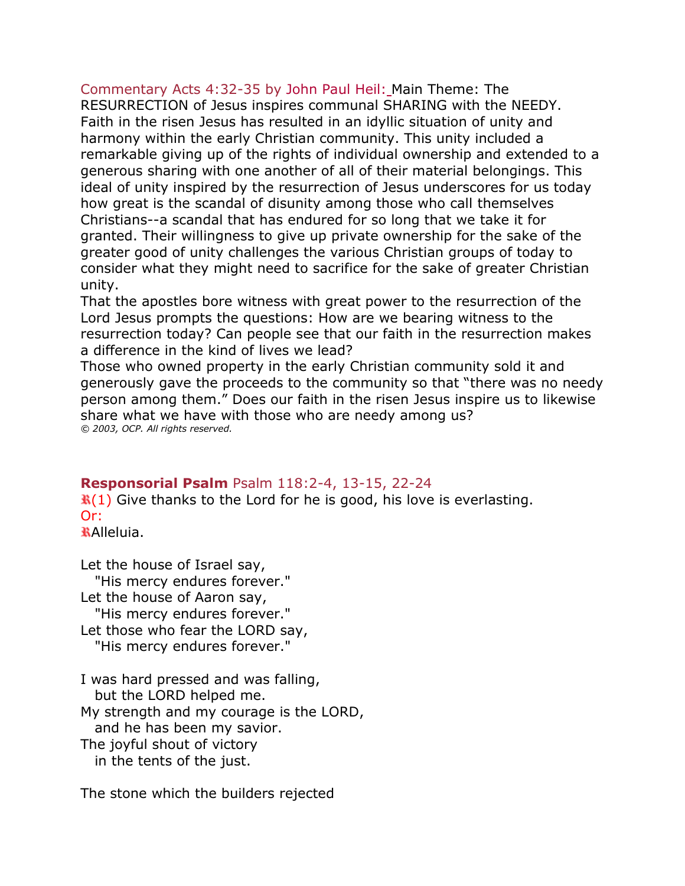Commentary Acts 4:32-35 by John Paul Heil: Main Theme: The RESURRECTION of Jesus inspires communal SHARING with the NEEDY. Faith in the risen Jesus has resulted in an idyllic situation of unity and harmony within the early Christian community. This unity included a remarkable giving up of the rights of individual ownership and extended to a generous sharing with one another of all of their material belongings. This ideal of unity inspired by the resurrection of Jesus underscores for us today how great is the scandal of disunity among those who call themselves Christians--a scandal that has endured for so long that we take it for granted. Their willingness to give up private ownership for the sake of the greater good of unity challenges the various Christian groups of today to consider what they might need to sacrifice for the sake of greater Christian unity.

That the apostles bore witness with great power to the resurrection of the Lord Jesus prompts the questions: How are we bearing witness to the resurrection today? Can people see that our faith in the resurrection makes a difference in the kind of lives we lead?

Those who owned property in the early Christian community sold it and generously gave the proceeds to the community so that “there was no needy person among them.” Does our faith in the risen Jesus inspire us to likewise share what we have with those who are needy among us?

*© 2003, OCP. All rights reserved.*

**Responsorial Psalm** Psalm 118:2-4, 13-15, 22-24

℟(1) Give thanks to the Lord for he is good, his love is everlasting.
Or:
℟Alleluia.

Let the house of Israel say,
  "His mercy endures forever."
Let the house of Aaron say,
  "His mercy endures forever."
Let those who fear the LORD say,
  "His mercy endures forever."

I was hard pressed and was falling,
  but the LORD helped me.
My strength and my courage is the LORD,
  and he has been my savior.
The joyful shout of victory
  in the tents of the just.

The stone which the builders rejected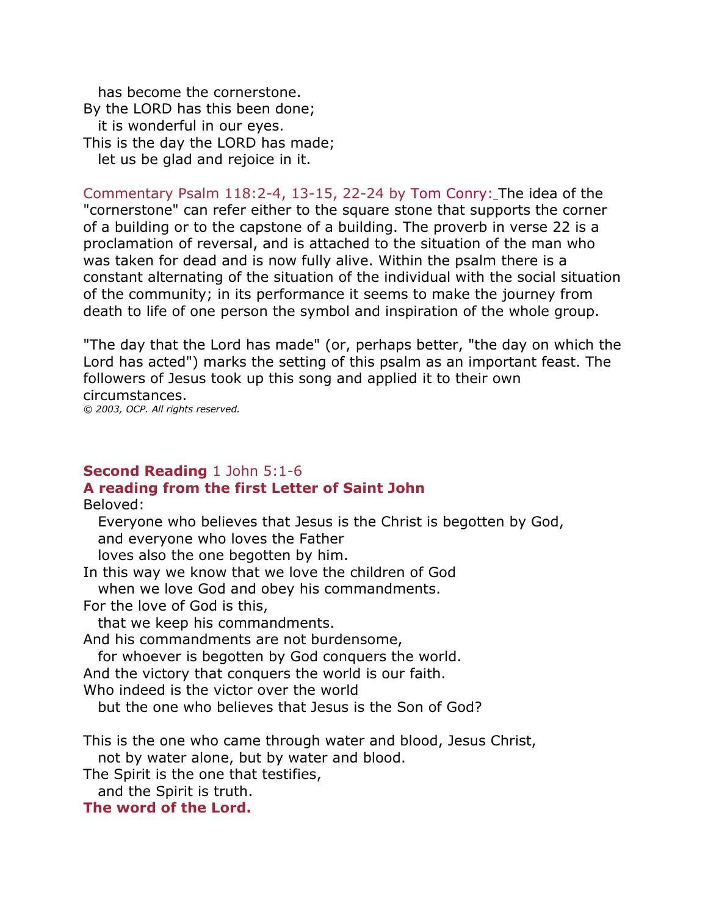has become the cornerstone.
By the LORD has this been done;
it is wonderful in our eyes.
This is the day the LORD has made;
let us be glad and rejoice in it.

Commentary Psalm 118:2-4, 13-15, 22-24 by Tom Conry: The idea of the "cornerstone" can refer either to the square stone that supports the corner of a building or to the capstone of a building. The proverb in verse 22 is a proclamation of reversal, and is attached to the situation of the man who was taken for dead and is now fully alive. Within the psalm there is a constant alternating of the situation of the individual with the social situation of the community; in its performance it seems to make the journey from death to life of one person the symbol and inspiration of the whole group.

"The day that the Lord has made" (or, perhaps better, "the day on which the Lord has acted") marks the setting of this psalm as an important feast. The followers of Jesus took up this song and applied it to their own circumstances.

*© 2003, OCP. All rights reserved.*

**Second Reading** 1 John 5:1-6

**A reading from the first Letter of Saint John**

Beloved:
Everyone who believes that Jesus is the Christ is begotten by God,
and everyone who loves the Father
loves also the one begotten by him.
In this way we know that we love the children of God
when we love God and obey his commandments.
For the love of God is this,
that we keep his commandments.
And his commandments are not burdensome,
for whoever is begotten by God conquers the world.
And the victory that conquers the world is our faith.
Who indeed is the victor over the world
but the one who believes that Jesus is the Son of God?

This is the one who came through water and blood, Jesus Christ,
not by water alone, but by water and blood.
The Spirit is the one that testifies,
and the Spirit is truth.

**The word of the Lord.**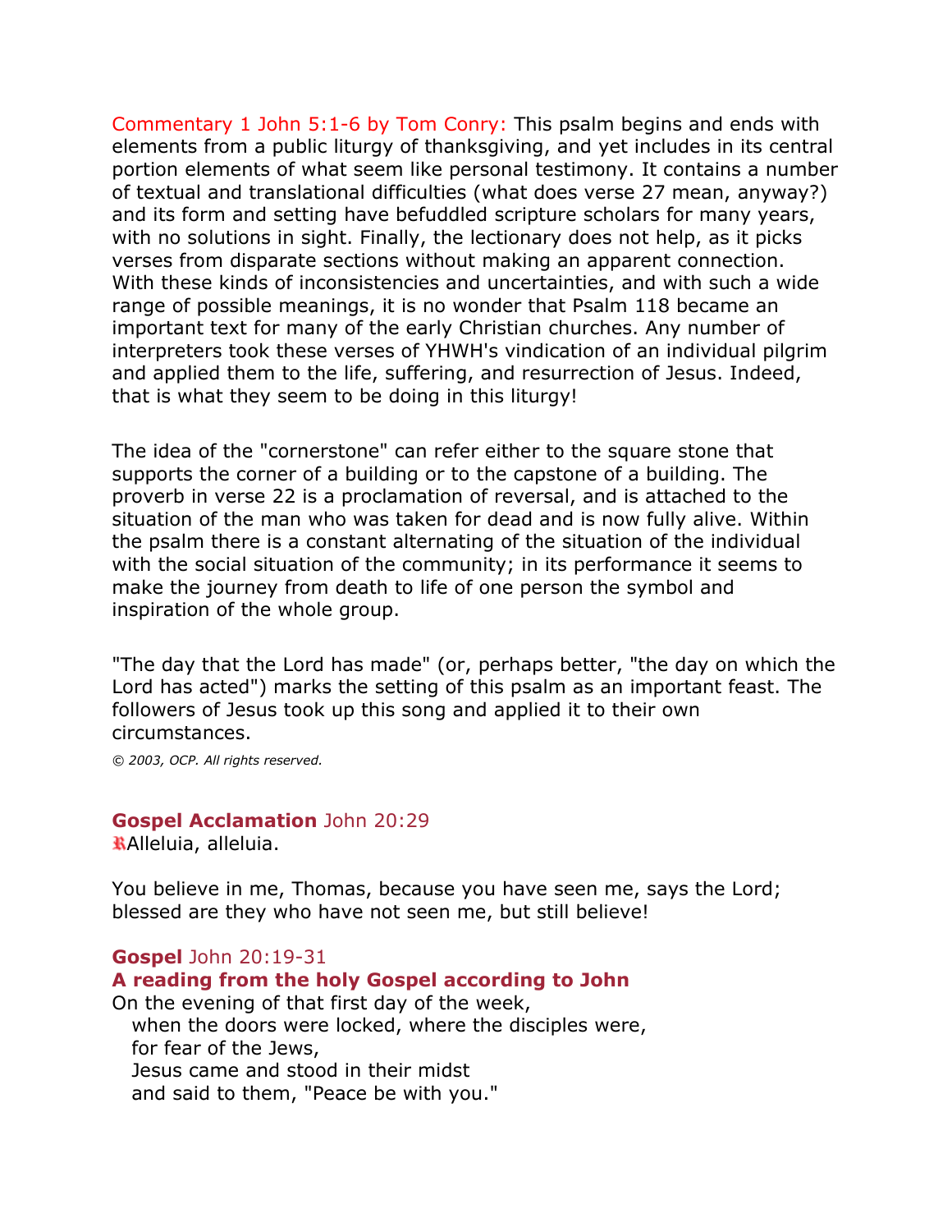Commentary 1 John 5:1-6 by Tom Conry: This psalm begins and ends with elements from a public liturgy of thanksgiving, and yet includes in its central portion elements of what seem like personal testimony. It contains a number of textual and translational difficulties (what does verse 27 mean, anyway?) and its form and setting have befuddled scripture scholars for many years, with no solutions in sight. Finally, the lectionary does not help, as it picks verses from disparate sections without making an apparent connection. With these kinds of inconsistencies and uncertainties, and with such a wide range of possible meanings, it is no wonder that Psalm 118 became an important text for many of the early Christian churches. Any number of interpreters took these verses of YHWH's vindication of an individual pilgrim and applied them to the life, suffering, and resurrection of Jesus. Indeed, that is what they seem to be doing in this liturgy!

The idea of the "cornerstone" can refer either to the square stone that supports the corner of a building or to the capstone of a building. The proverb in verse 22 is a proclamation of reversal, and is attached to the situation of the man who was taken for dead and is now fully alive. Within the psalm there is a constant alternating of the situation of the individual with the social situation of the community; in its performance it seems to make the journey from death to life of one person the symbol and inspiration of the whole group.

"The day that the Lord has made" (or, perhaps better, "the day on which the Lord has acted") marks the setting of this psalm as an important feast. The followers of Jesus took up this song and applied it to their own circumstances.

*© 2003, OCP. All rights reserved.*

**Gospel Acclamation** John 20:29

℟Alleluia, alleluia.

You believe in me, Thomas, because you have seen me, says the Lord;
blessed are they who have not seen me, but still believe!

**Gospel** John 20:19-31

**A reading from the holy Gospel according to John**

On the evening of that first day of the week,
when the doors were locked, where the disciples were,
for fear of the Jews,
Jesus came and stood in their midst
and said to them, "Peace be with you."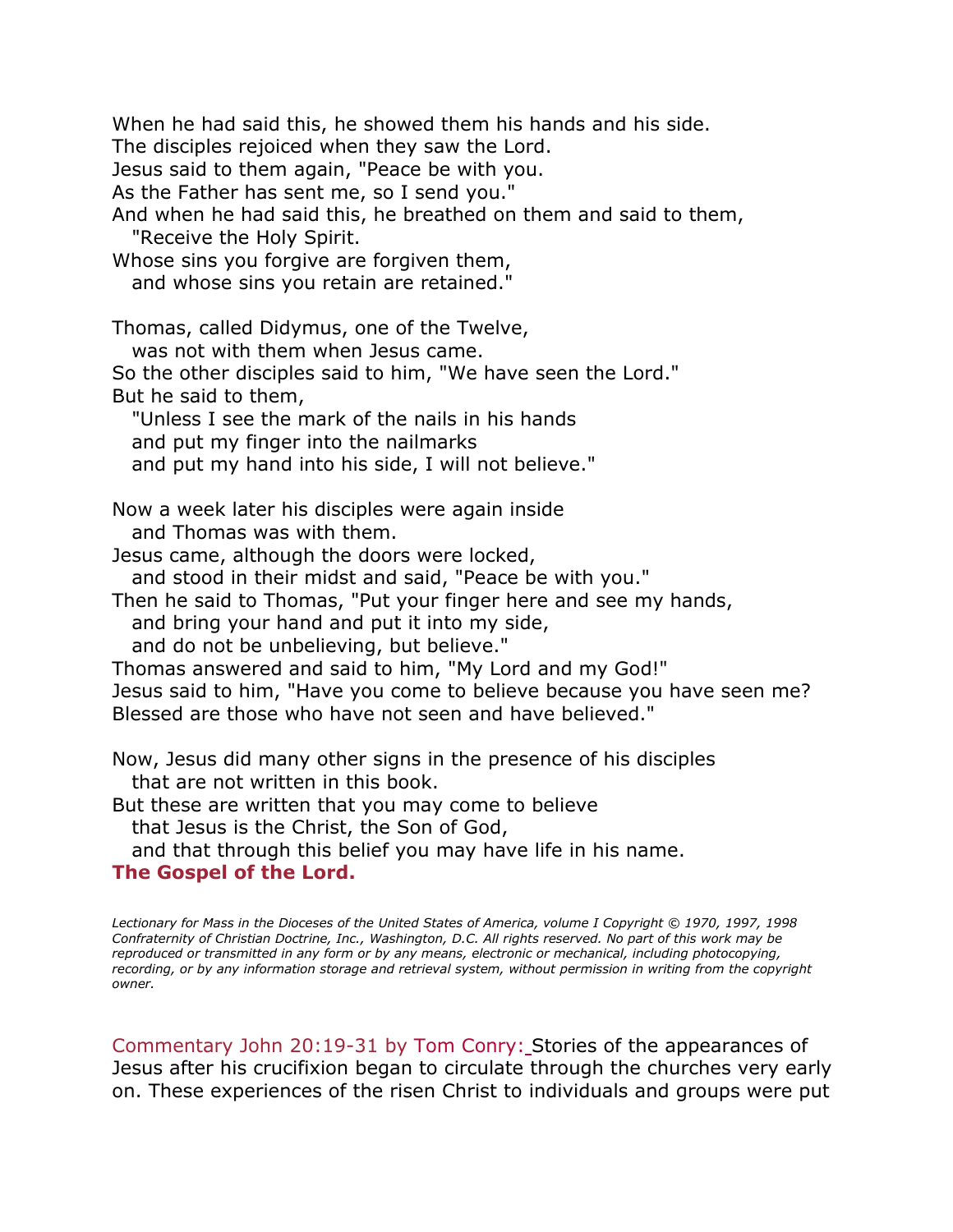When he had said this, he showed them his hands and his side.  
The disciples rejoiced when they saw the Lord.  
Jesus said to them again, "Peace be with you.  
As the Father has sent me, so I send you."  
And when he had said this, he breathed on them and said to them,  
  "Receive the Holy Spirit.  
Whose sins you forgive are forgiven them,  
  and whose sins you retain are retained."

Thomas, called Didymus, one of the Twelve,  
  was not with them when Jesus came.  
So the other disciples said to him, "We have seen the Lord."  
But he said to them,  
  "Unless I see the mark of the nails in his hands  
  and put my finger into the nailmarks  
  and put my hand into his side, I will not believe."

Now a week later his disciples were again inside  
  and Thomas was with them.  
Jesus came, although the doors were locked,  
  and stood in their midst and said, "Peace be with you."  
Then he said to Thomas, "Put your finger here and see my hands,  
  and bring your hand and put it into my side,  
  and do not be unbelieving, but believe."  
Thomas answered and said to him, "My Lord and my God!"  
Jesus said to him, "Have you come to believe because you have seen me?  
Blessed are those who have not seen and have believed."

Now, Jesus did many other signs in the presence of his disciples  
  that are not written in this book.  
But these are written that you may come to believe  
  that Jesus is the Christ, the Son of God,  
  and that through this belief you may have life in his name.  
**The Gospel of the Lord.**

*Lectionary for Mass in the Dioceses of the United States of America, volume I Copyright © 1970, 1997, 1998 Confraternity of Christian Doctrine, Inc., Washington, D.C. All rights reserved. No part of this work may be reproduced or transmitted in any form or by any means, electronic or mechanical, including photocopying, recording, or by any information storage and retrieval system, without permission in writing from the copyright owner.*

Commentary John 20:19-31 by Tom Conry: Stories of the appearances of Jesus after his crucifixion began to circulate through the churches very early on. These experiences of the risen Christ to individuals and groups were put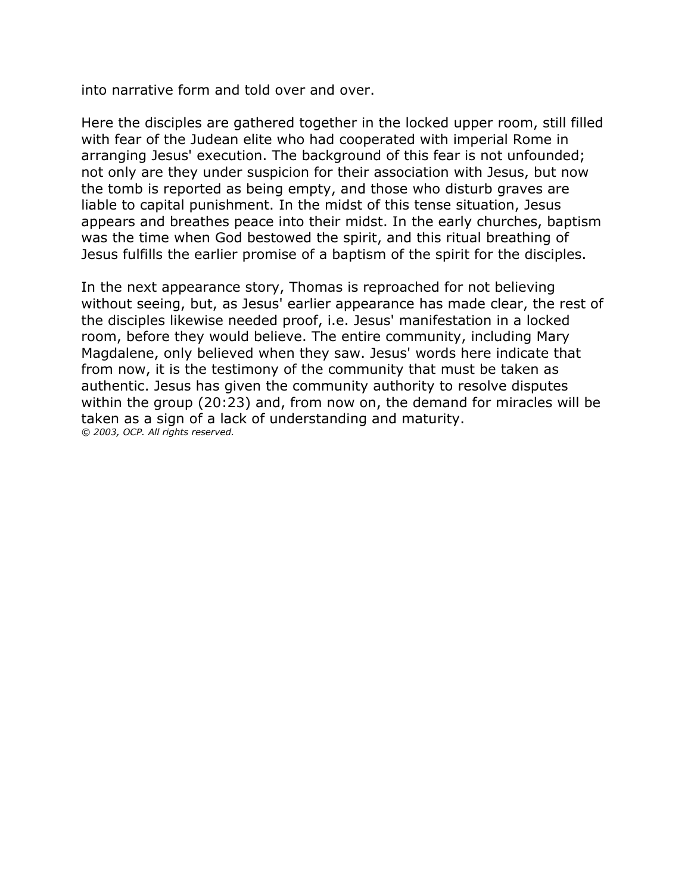into narrative form and told over and over.

Here the disciples are gathered together in the locked upper room, still filled with fear of the Judean elite who had cooperated with imperial Rome in arranging Jesus' execution. The background of this fear is not unfounded; not only are they under suspicion for their association with Jesus, but now the tomb is reported as being empty, and those who disturb graves are liable to capital punishment. In the midst of this tense situation, Jesus appears and breathes peace into their midst. In the early churches, baptism was the time when God bestowed the spirit, and this ritual breathing of Jesus fulfills the earlier promise of a baptism of the spirit for the disciples.

In the next appearance story, Thomas is reproached for not believing without seeing, but, as Jesus' earlier appearance has made clear, the rest of the disciples likewise needed proof, i.e. Jesus' manifestation in a locked room, before they would believe. The entire community, including Mary Magdalene, only believed when they saw. Jesus' words here indicate that from now, it is the testimony of the community that must be taken as authentic. Jesus has given the community authority to resolve disputes within the group (20:23) and, from now on, the demand for miracles will be taken as a sign of a lack of understanding and maturity.

*© 2003, OCP. All rights reserved.*